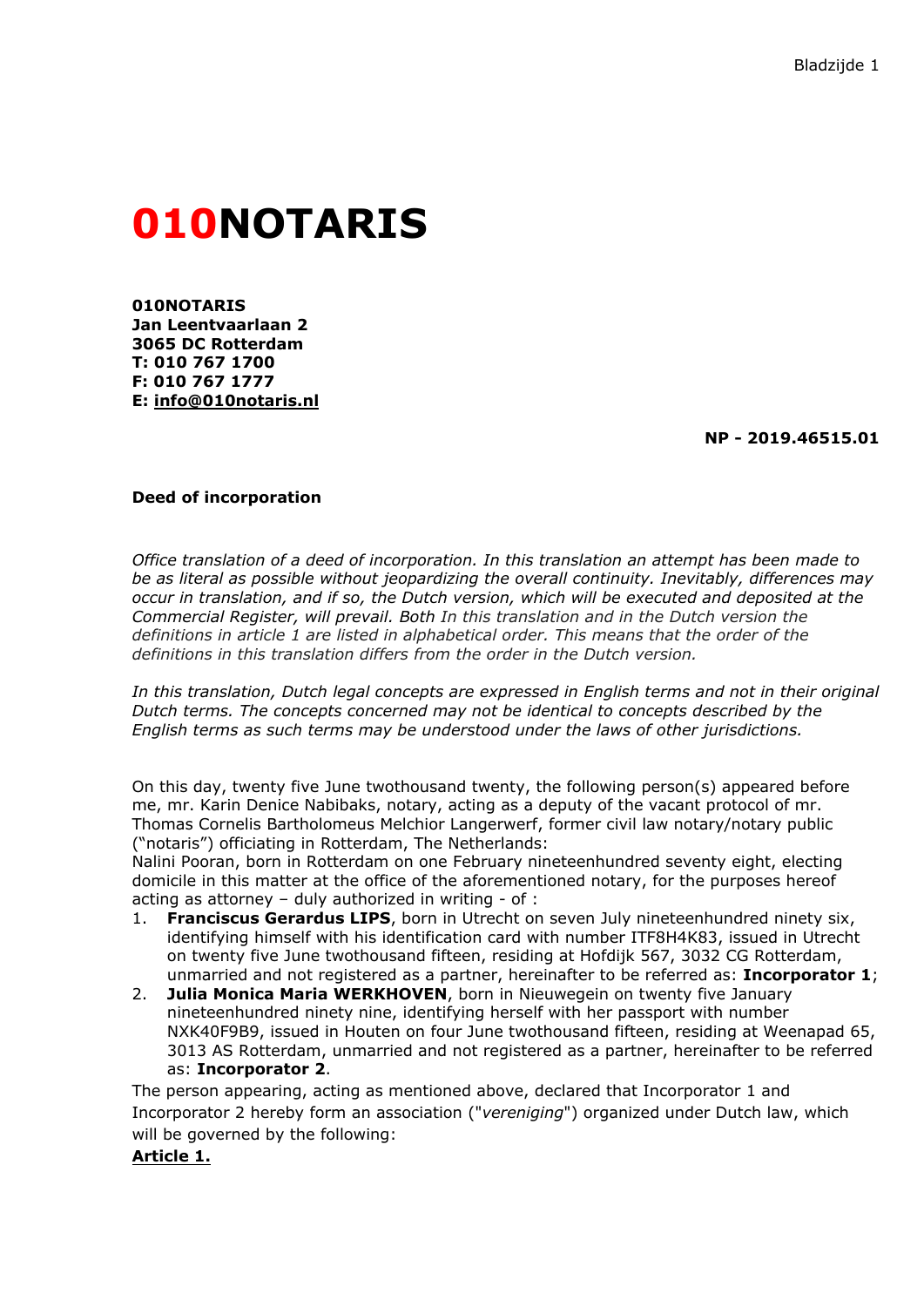# 010NOTARIS

**010NOTARIS**
**Jan Leentvaarlaan 2**
**3065 DC Rotterdam**
**T: 010 767 1700**
**F: 010 767 1777**
**E: info@010notaris.nl**

**NP - 2019.46515.01**

**Deed of incorporation**

*Office translation of a deed of incorporation. In this translation an attempt has been made to be as literal as possible without jeopardizing the overall continuity. Inevitably, differences may occur in translation, and if so, the Dutch version, which will be executed and deposited at the Commercial Register, will prevail. Both In this translation and in the Dutch version the definitions in article 1 are listed in alphabetical order. This means that the order of the definitions in this translation differs from the order in the Dutch version.*

*In this translation, Dutch legal concepts are expressed in English terms and not in their original Dutch terms. The concepts concerned may not be identical to concepts described by the English terms as such terms may be understood under the laws of other jurisdictions.*

On this day, twenty five June twothousand twenty, the following person(s) appeared before me, mr. Karin Denice Nabibaks, notary, acting as a deputy of the vacant protocol of mr. Thomas Cornelis Bartholomeus Melchior Langerwerf, former civil law notary/notary public ("notaris") officiating in Rotterdam, The Netherlands:
Nalini Pooran, born in Rotterdam on one February nineteenhundred seventy eight, electing domicile in this matter at the office of the aforementioned notary, for the purposes hereof acting as attorney – duly authorized in writing - of :

1. **Franciscus Gerardus LIPS**, born in Utrecht on seven July nineteenhundred ninety six, identifying himself with his identification card with number ITF8H4K83, issued in Utrecht on twenty five June twothousand fifteen, residing at Hofdijk 567, 3032 CG Rotterdam, unmarried and not registered as a partner, hereinafter to be referred as: **Incorporator 1**;
2. **Julia Monica Maria WERKHOVEN**, born in Nieuwegein on twenty five January nineteenhundred ninety nine, identifying herself with her passport with number NXK40F9B9, issued in Houten on four June twothousand fifteen, residing at Weenapad 65, 3013 AS Rotterdam, unmarried and not registered as a partner, hereinafter to be referred as: **Incorporator 2**.

The person appearing, acting as mentioned above, declared that Incorporator 1 and Incorporator 2 hereby form an association ("*vereniging*") organized under Dutch law, which will be governed by the following:

**<u>Article 1.</u>**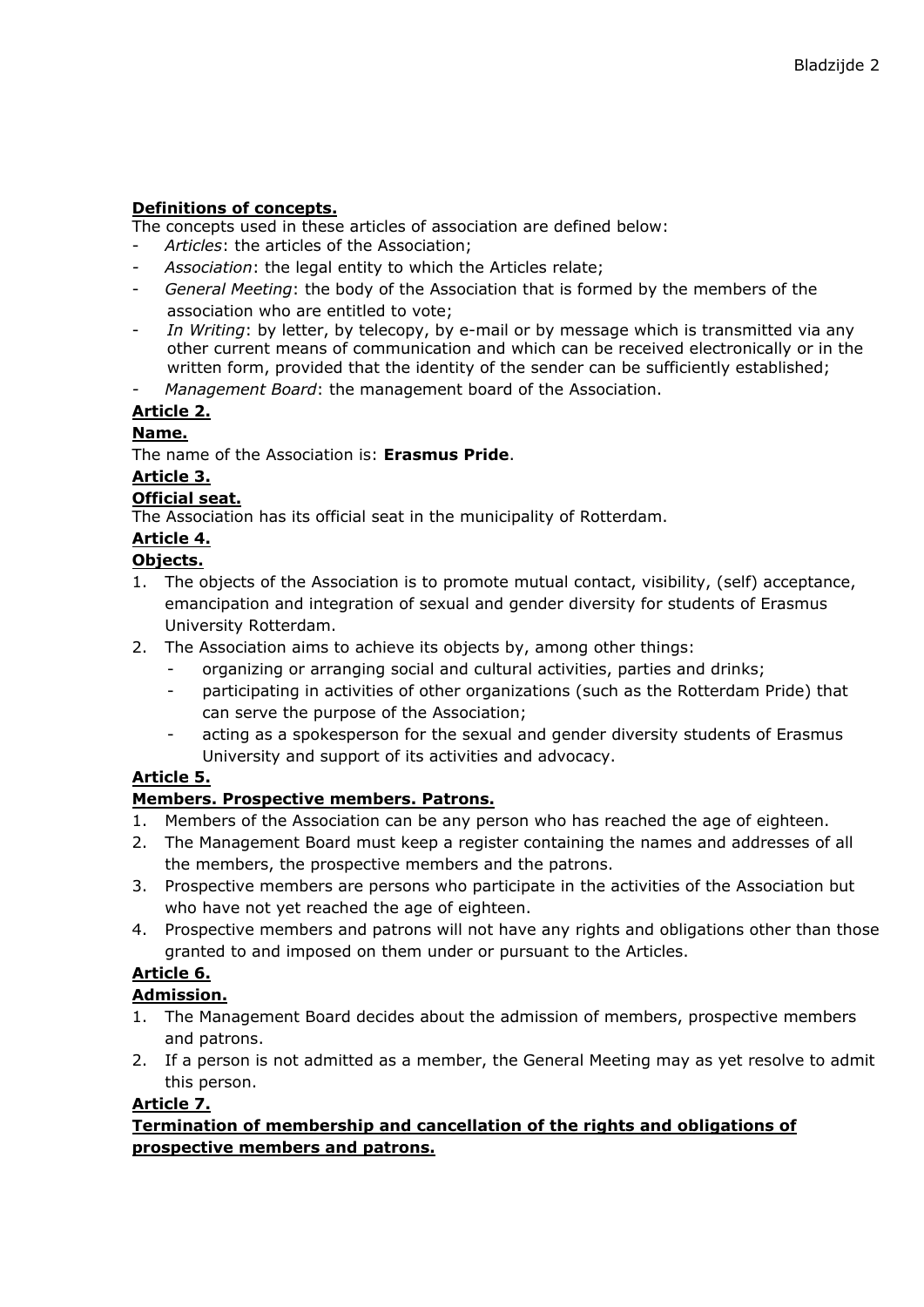**Definitions of concepts.**

The concepts used in these articles of association are defined below:

- *Articles*: the articles of the Association;
- *Association*: the legal entity to which the Articles relate;
- *General Meeting*: the body of the Association that is formed by the members of the association who are entitled to vote;
- *In Writing*: by letter, by telecopy, by e-mail or by message which is transmitted via any other current means of communication and which can be received electronically or in the written form, provided that the identity of the sender can be sufficiently established;
- *Management Board*: the management board of the Association.

**Article 2.**

**Name.**

The name of the Association is: **Erasmus Pride**.

**Article 3.**

**Official seat.**

The Association has its official seat in the municipality of Rotterdam.

**Article 4.**

**Objects.**

1. The objects of the Association is to promote mutual contact, visibility, (self) acceptance, emancipation and integration of sexual and gender diversity for students of Erasmus University Rotterdam.
2. The Association aims to achieve its objects by, among other things:
   - organizing or arranging social and cultural activities, parties and drinks;
   - participating in activities of other organizations (such as the Rotterdam Pride) that can serve the purpose of the Association;
   - acting as a spokesperson for the sexual and gender diversity students of Erasmus University and support of its activities and advocacy.

**Article 5.**

**Members. Prospective members. Patrons.**

1. Members of the Association can be any person who has reached the age of eighteen.
2. The Management Board must keep a register containing the names and addresses of all the members, the prospective members and the patrons.
3. Prospective members are persons who participate in the activities of the Association but who have not yet reached the age of eighteen.
4. Prospective members and patrons will not have any rights and obligations other than those granted to and imposed on them under or pursuant to the Articles.

**Article 6.**

**Admission.**

1. The Management Board decides about the admission of members, prospective members and patrons.
2. If a person is not admitted as a member, the General Meeting may as yet resolve to admit this person.

**Article 7.**

**Termination of membership and cancellation of the rights and obligations of prospective members and patrons.**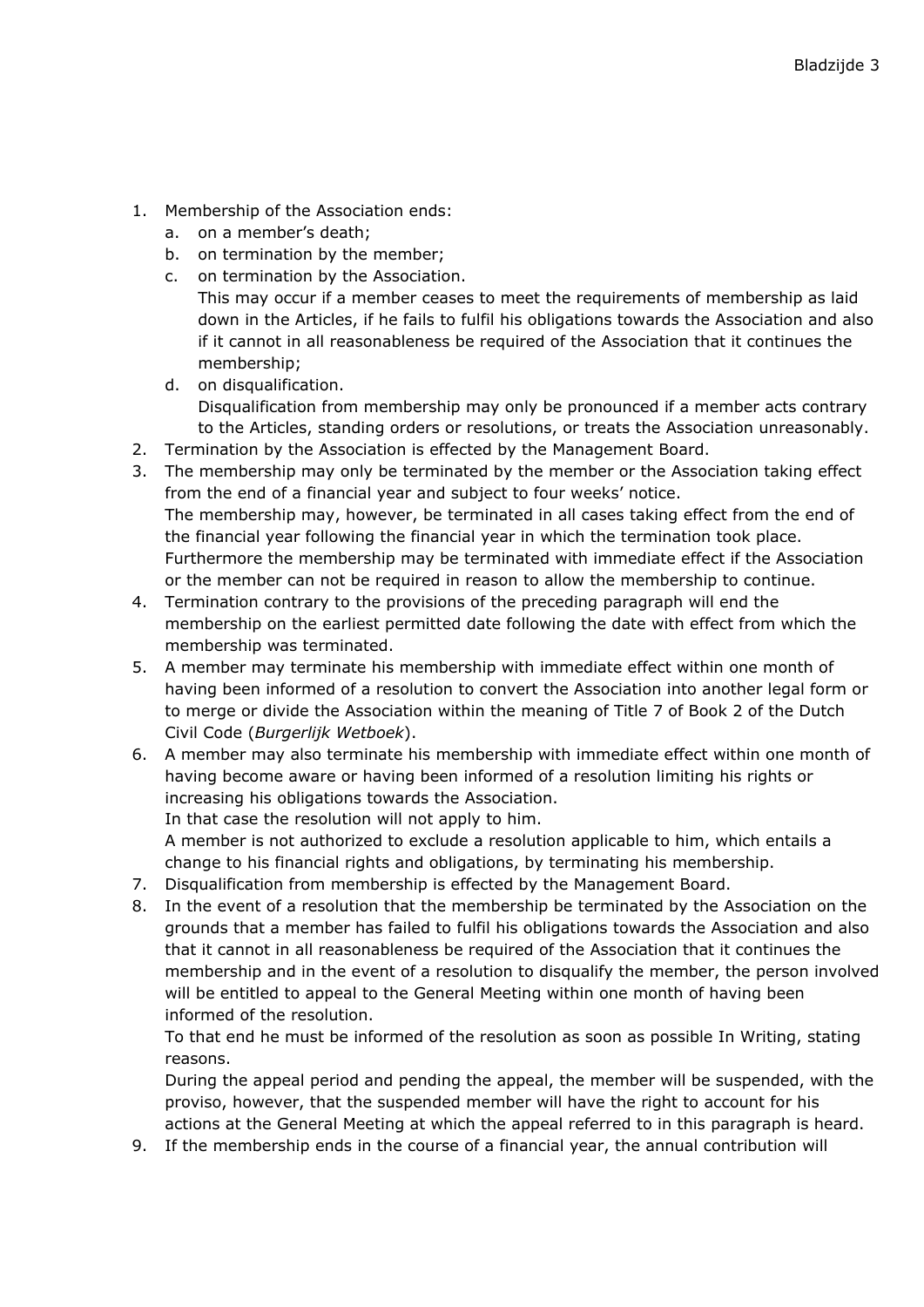1. Membership of the Association ends:
   a. on a member's death;
   b. on termination by the member;
   c. on termination by the Association.
      This may occur if a member ceases to meet the requirements of membership as laid down in the Articles, if he fails to fulfil his obligations towards the Association and also if it cannot in all reasonableness be required of the Association that it continues the membership;
   d. on disqualification.
      Disqualification from membership may only be pronounced if a member acts contrary to the Articles, standing orders or resolutions, or treats the Association unreasonably.
2. Termination by the Association is effected by the Management Board.
3. The membership may only be terminated by the member or the Association taking effect from the end of a financial year and subject to four weeks' notice.
   The membership may, however, be terminated in all cases taking effect from the end of the financial year following the financial year in which the termination took place.
   Furthermore the membership may be terminated with immediate effect if the Association or the member can not be required in reason to allow the membership to continue.
4. Termination contrary to the provisions of the preceding paragraph will end the membership on the earliest permitted date following the date with effect from which the membership was terminated.
5. A member may terminate his membership with immediate effect within one month of having been informed of a resolution to convert the Association into another legal form or to merge or divide the Association within the meaning of Title 7 of Book 2 of the Dutch Civil Code (*Burgerlijk Wetboek*).
6. A member may also terminate his membership with immediate effect within one month of having become aware or having been informed of a resolution limiting his rights or increasing his obligations towards the Association.
   In that case the resolution will not apply to him.
   A member is not authorized to exclude a resolution applicable to him, which entails a change to his financial rights and obligations, by terminating his membership.
7. Disqualification from membership is effected by the Management Board.
8. In the event of a resolution that the membership be terminated by the Association on the grounds that a member has failed to fulfil his obligations towards the Association and also that it cannot in all reasonableness be required of the Association that it continues the membership and in the event of a resolution to disqualify the member, the person involved will be entitled to appeal to the General Meeting within one month of having been informed of the resolution.
   To that end he must be informed of the resolution as soon as possible In Writing, stating reasons.
   During the appeal period and pending the appeal, the member will be suspended, with the proviso, however, that the suspended member will have the right to account for his actions at the General Meeting at which the appeal referred to in this paragraph is heard.
9. If the membership ends in the course of a financial year, the annual contribution will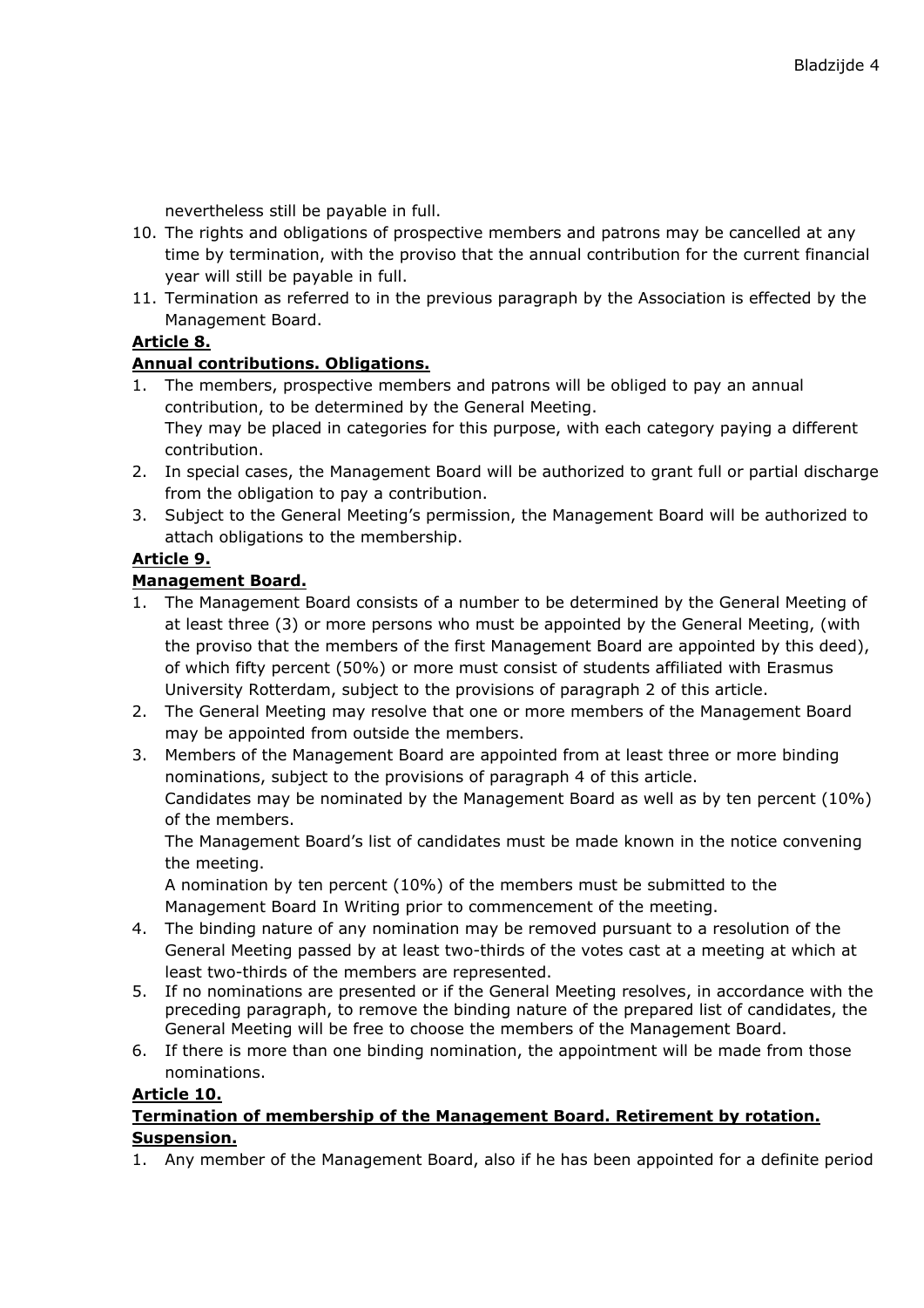nevertheless still be payable in full.

10. The rights and obligations of prospective members and patrons may be cancelled at any time by termination, with the proviso that the annual contribution for the current financial year will still be payable in full.
11. Termination as referred to in the previous paragraph by the Association is effected by the Management Board.

**Article 8.**

**Annual contributions. Obligations.**

1. The members, prospective members and patrons will be obliged to pay an annual contribution, to be determined by the General Meeting.
   They may be placed in categories for this purpose, with each category paying a different contribution.
2. In special cases, the Management Board will be authorized to grant full or partial discharge from the obligation to pay a contribution.
3. Subject to the General Meeting's permission, the Management Board will be authorized to attach obligations to the membership.

**Article 9.**

**Management Board.**

1. The Management Board consists of a number to be determined by the General Meeting of at least three (3) or more persons who must be appointed by the General Meeting, (with the proviso that the members of the first Management Board are appointed by this deed), of which fifty percent (50%) or more must consist of students affiliated with Erasmus University Rotterdam, subject to the provisions of paragraph 2 of this article.
2. The General Meeting may resolve that one or more members of the Management Board may be appointed from outside the members.
3. Members of the Management Board are appointed from at least three or more binding nominations, subject to the provisions of paragraph 4 of this article.
   Candidates may be nominated by the Management Board as well as by ten percent (10%) of the members.
   The Management Board's list of candidates must be made known in the notice convening the meeting.
   A nomination by ten percent (10%) of the members must be submitted to the Management Board In Writing prior to commencement of the meeting.
4. The binding nature of any nomination may be removed pursuant to a resolution of the General Meeting passed by at least two-thirds of the votes cast at a meeting at which at least two-thirds of the members are represented.
5. If no nominations are presented or if the General Meeting resolves, in accordance with the preceding paragraph, to remove the binding nature of the prepared list of candidates, the General Meeting will be free to choose the members of the Management Board.
6. If there is more than one binding nomination, the appointment will be made from those nominations.

**Article 10.**

**Termination of membership of the Management Board. Retirement by rotation. Suspension.**

1. Any member of the Management Board, also if he has been appointed for a definite period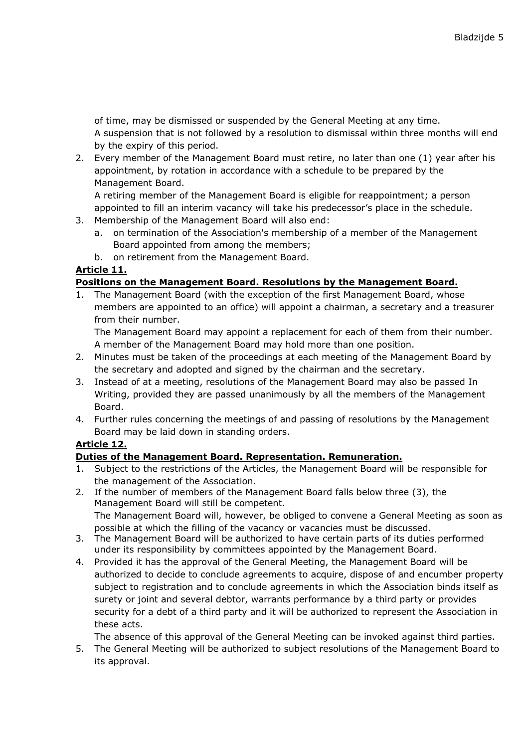of time, may be dismissed or suspended by the General Meeting at any time.
A suspension that is not followed by a resolution to dismissal within three months will end by the expiry of this period.

2. Every member of the Management Board must retire, no later than one (1) year after his appointment, by rotation in accordance with a schedule to be prepared by the Management Board.
   A retiring member of the Management Board is eligible for reappointment; a person appointed to fill an interim vacancy will take his predecessor's place in the schedule.
3. Membership of the Management Board will also end:
   a. on termination of the Association's membership of a member of the Management Board appointed from among the members;
   b. on retirement from the Management Board.

**Article 11.**

**Positions on the Management Board. Resolutions by the Management Board.**

1. The Management Board (with the exception of the first Management Board, whose members are appointed to an office) will appoint a chairman, a secretary and a treasurer from their number.
   The Management Board may appoint a replacement for each of them from their number.
   A member of the Management Board may hold more than one position.
2. Minutes must be taken of the proceedings at each meeting of the Management Board by the secretary and adopted and signed by the chairman and the secretary.
3. Instead of at a meeting, resolutions of the Management Board may also be passed In Writing, provided they are passed unanimously by all the members of the Management Board.
4. Further rules concerning the meetings of and passing of resolutions by the Management Board may be laid down in standing orders.

**Article 12.**

**Duties of the Management Board. Representation. Remuneration.**

1. Subject to the restrictions of the Articles, the Management Board will be responsible for the management of the Association.
2. If the number of members of the Management Board falls below three (3), the Management Board will still be competent.
   The Management Board will, however, be obliged to convene a General Meeting as soon as possible at which the filling of the vacancy or vacancies must be discussed.
3. The Management Board will be authorized to have certain parts of its duties performed under its responsibility by committees appointed by the Management Board.
4. Provided it has the approval of the General Meeting, the Management Board will be authorized to decide to conclude agreements to acquire, dispose of and encumber property subject to registration and to conclude agreements in which the Association binds itself as surety or joint and several debtor, warrants performance by a third party or provides security for a debt of a third party and it will be authorized to represent the Association in these acts.
   The absence of this approval of the General Meeting can be invoked against third parties.
5. The General Meeting will be authorized to subject resolutions of the Management Board to its approval.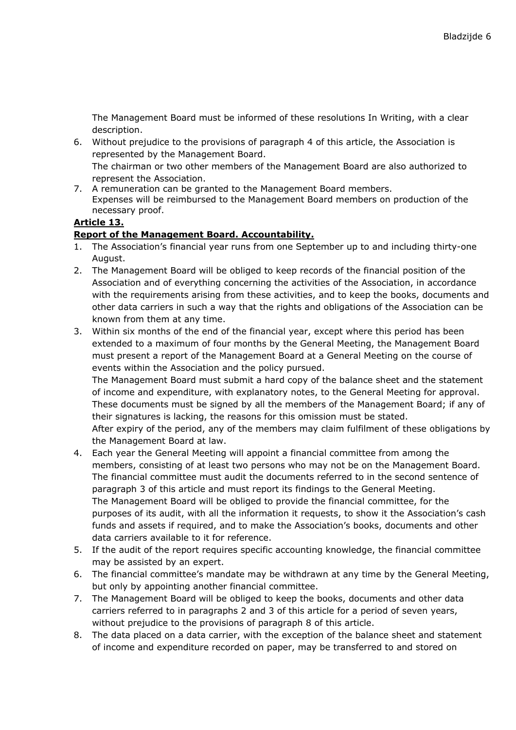The Management Board must be informed of these resolutions In Writing, with a clear description.

6. Without prejudice to the provisions of paragraph 4 of this article, the Association is represented by the Management Board.
   The chairman or two other members of the Management Board are also authorized to represent the Association.
7. A remuneration can be granted to the Management Board members.
   Expenses will be reimbursed to the Management Board members on production of the necessary proof.

**Article 13.**

**Report of the Management Board. Accountability.**

1. The Association's financial year runs from one September up to and including thirty-one August.
2. The Management Board will be obliged to keep records of the financial position of the Association and of everything concerning the activities of the Association, in accordance with the requirements arising from these activities, and to keep the books, documents and other data carriers in such a way that the rights and obligations of the Association can be known from them at any time.
3. Within six months of the end of the financial year, except where this period has been extended to a maximum of four months by the General Meeting, the Management Board must present a report of the Management Board at a General Meeting on the course of events within the Association and the policy pursued.
   The Management Board must submit a hard copy of the balance sheet and the statement of income and expenditure, with explanatory notes, to the General Meeting for approval. These documents must be signed by all the members of the Management Board; if any of their signatures is lacking, the reasons for this omission must be stated.
   After expiry of the period, any of the members may claim fulfilment of these obligations by the Management Board at law.
4. Each year the General Meeting will appoint a financial committee from among the members, consisting of at least two persons who may not be on the Management Board. The financial committee must audit the documents referred to in the second sentence of paragraph 3 of this article and must report its findings to the General Meeting.
   The Management Board will be obliged to provide the financial committee, for the purposes of its audit, with all the information it requests, to show it the Association's cash funds and assets if required, and to make the Association's books, documents and other data carriers available to it for reference.
5. If the audit of the report requires specific accounting knowledge, the financial committee may be assisted by an expert.
6. The financial committee's mandate may be withdrawn at any time by the General Meeting, but only by appointing another financial committee.
7. The Management Board will be obliged to keep the books, documents and other data carriers referred to in paragraphs 2 and 3 of this article for a period of seven years, without prejudice to the provisions of paragraph 8 of this article.
8. The data placed on a data carrier, with the exception of the balance sheet and statement of income and expenditure recorded on paper, may be transferred to and stored on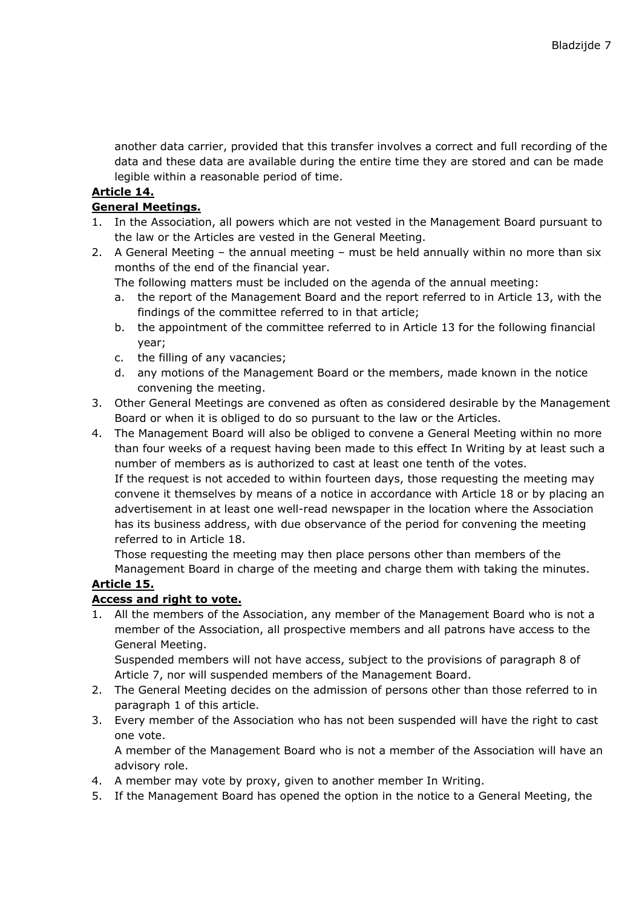another data carrier, provided that this transfer involves a correct and full recording of the data and these data are available during the entire time they are stored and can be made legible within a reasonable period of time.

**Article 14.**

**General Meetings.**

1. In the Association, all powers which are not vested in the Management Board pursuant to the law or the Articles are vested in the General Meeting.
2. A General Meeting – the annual meeting – must be held annually within no more than six months of the end of the financial year.
   The following matters must be included on the agenda of the annual meeting:
   a. the report of the Management Board and the report referred to in Article 13, with the findings of the committee referred to in that article;
   b. the appointment of the committee referred to in Article 13 for the following financial year;
   c. the filling of any vacancies;
   d. any motions of the Management Board or the members, made known in the notice convening the meeting.
3. Other General Meetings are convened as often as considered desirable by the Management Board or when it is obliged to do so pursuant to the law or the Articles.
4. The Management Board will also be obliged to convene a General Meeting within no more than four weeks of a request having been made to this effect In Writing by at least such a number of members as is authorized to cast at least one tenth of the votes.
   If the request is not acceded to within fourteen days, those requesting the meeting may convene it themselves by means of a notice in accordance with Article 18 or by placing an advertisement in at least one well-read newspaper in the location where the Association has its business address, with due observance of the period for convening the meeting referred to in Article 18.
   Those requesting the meeting may then place persons other than members of the Management Board in charge of the meeting and charge them with taking the minutes.

**Article 15.**

**Access and right to vote.**

1. All the members of the Association, any member of the Management Board who is not a member of the Association, all prospective members and all patrons have access to the General Meeting.
   Suspended members will not have access, subject to the provisions of paragraph 8 of Article 7, nor will suspended members of the Management Board.
2. The General Meeting decides on the admission of persons other than those referred to in paragraph 1 of this article.
3. Every member of the Association who has not been suspended will have the right to cast one vote.
   A member of the Management Board who is not a member of the Association will have an advisory role.
4. A member may vote by proxy, given to another member In Writing.
5. If the Management Board has opened the option in the notice to a General Meeting, the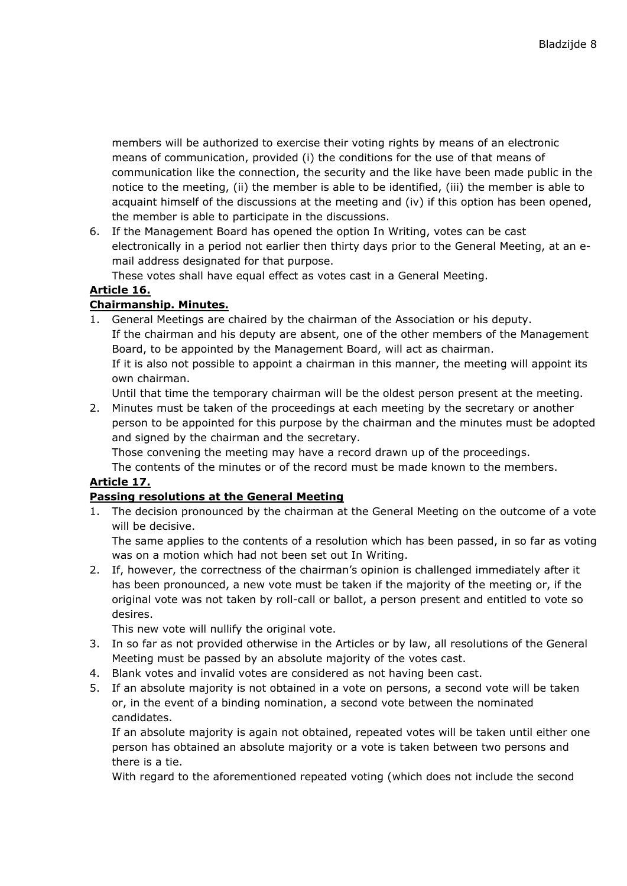members will be authorized to exercise their voting rights by means of an electronic means of communication, provided (i) the conditions for the use of that means of communication like the connection, the security and the like have been made public in the notice to the meeting, (ii) the member is able to be identified, (iii) the member is able to acquaint himself of the discussions at the meeting and (iv) if this option has been opened, the member is able to participate in the discussions.

6. If the Management Board has opened the option In Writing, votes can be cast electronically in a period not earlier then thirty days prior to the General Meeting, at an e-mail address designated for that purpose.
   These votes shall have equal effect as votes cast in a General Meeting.

**Article 16.**

**Chairmanship. Minutes.**

1. General Meetings are chaired by the chairman of the Association or his deputy.
   If the chairman and his deputy are absent, one of the other members of the Management Board, to be appointed by the Management Board, will act as chairman.
   If it is also not possible to appoint a chairman in this manner, the meeting will appoint its own chairman.
   Until that time the temporary chairman will be the oldest person present at the meeting.
2. Minutes must be taken of the proceedings at each meeting by the secretary or another person to be appointed for this purpose by the chairman and the minutes must be adopted and signed by the chairman and the secretary.
   Those convening the meeting may have a record drawn up of the proceedings.
   The contents of the minutes or of the record must be made known to the members.

**Article 17.**

**Passing resolutions at the General Meeting**

1. The decision pronounced by the chairman at the General Meeting on the outcome of a vote will be decisive.
   The same applies to the contents of a resolution which has been passed, in so far as voting was on a motion which had not been set out In Writing.
2. If, however, the correctness of the chairman's opinion is challenged immediately after it has been pronounced, a new vote must be taken if the majority of the meeting or, if the original vote was not taken by roll-call or ballot, a person present and entitled to vote so desires.
   This new vote will nullify the original vote.
3. In so far as not provided otherwise in the Articles or by law, all resolutions of the General Meeting must be passed by an absolute majority of the votes cast.
4. Blank votes and invalid votes are considered as not having been cast.
5. If an absolute majority is not obtained in a vote on persons, a second vote will be taken or, in the event of a binding nomination, a second vote between the nominated candidates.
   If an absolute majority is again not obtained, repeated votes will be taken until either one person has obtained an absolute majority or a vote is taken between two persons and there is a tie.
   With regard to the aforementioned repeated voting (which does not include the second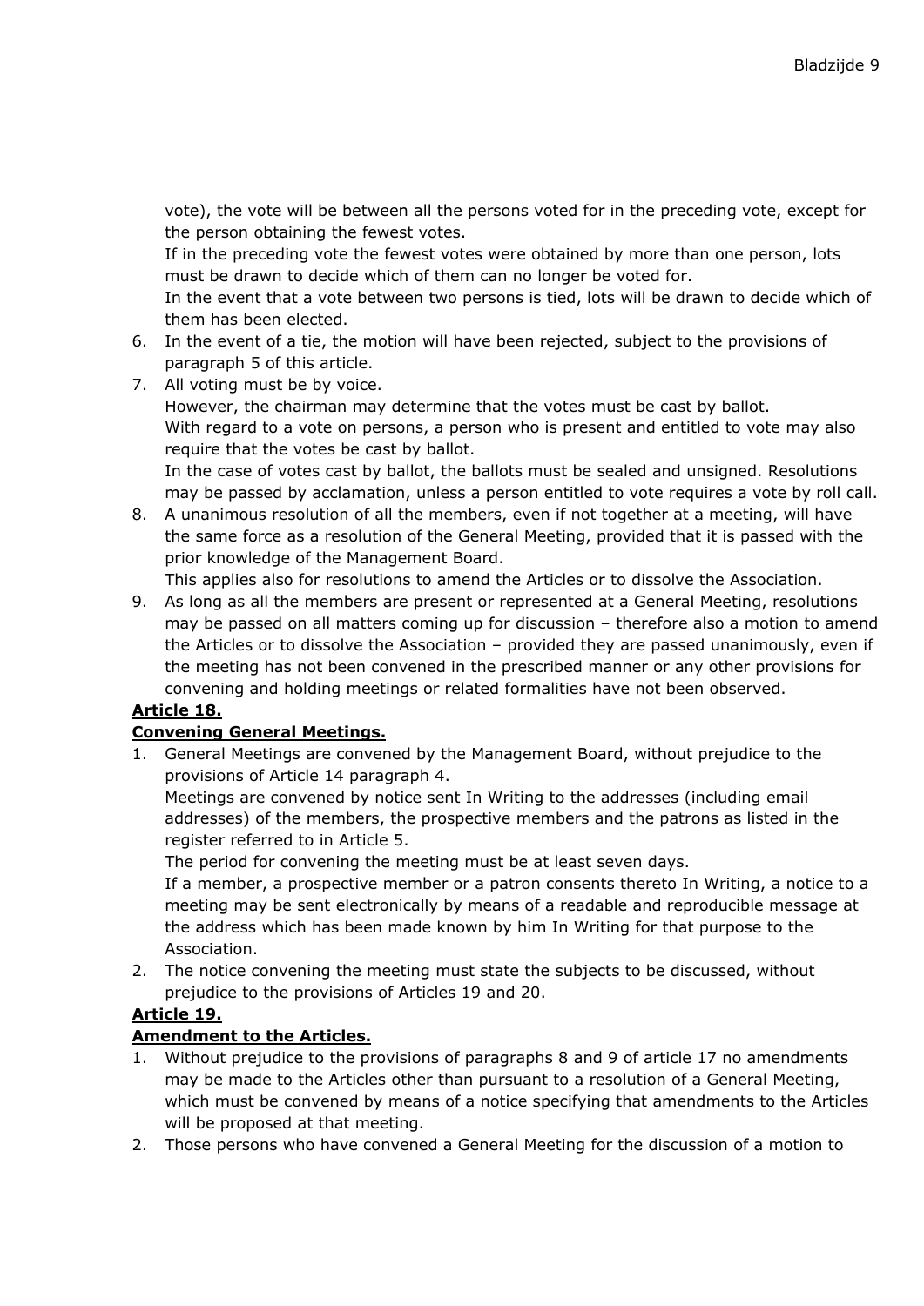vote), the vote will be between all the persons voted for in the preceding vote, except for the person obtaining the fewest votes.
If in the preceding vote the fewest votes were obtained by more than one person, lots must be drawn to decide which of them can no longer be voted for.
In the event that a vote between two persons is tied, lots will be drawn to decide which of them has been elected.

6. In the event of a tie, the motion will have been rejected, subject to the provisions of paragraph 5 of this article.
7. All voting must be by voice.
   However, the chairman may determine that the votes must be cast by ballot.
   With regard to a vote on persons, a person who is present and entitled to vote may also require that the votes be cast by ballot.
   In the case of votes cast by ballot, the ballots must be sealed and unsigned. Resolutions may be passed by acclamation, unless a person entitled to vote requires a vote by roll call.
8. A unanimous resolution of all the members, even if not together at a meeting, will have the same force as a resolution of the General Meeting, provided that it is passed with the prior knowledge of the Management Board.
   This applies also for resolutions to amend the Articles or to dissolve the Association.
9. As long as all the members are present or represented at a General Meeting, resolutions may be passed on all matters coming up for discussion – therefore also a motion to amend the Articles or to dissolve the Association – provided they are passed unanimously, even if the meeting has not been convened in the prescribed manner or any other provisions for convening and holding meetings or related formalities have not been observed.

**Article 18.**

**Convening General Meetings.**

1. General Meetings are convened by the Management Board, without prejudice to the provisions of Article 14 paragraph 4.
   Meetings are convened by notice sent In Writing to the addresses (including email addresses) of the members, the prospective members and the patrons as listed in the register referred to in Article 5.
   The period for convening the meeting must be at least seven days.
   If a member, a prospective member or a patron consents thereto In Writing, a notice to a meeting may be sent electronically by means of a readable and reproducible message at the address which has been made known by him In Writing for that purpose to the Association.
2. The notice convening the meeting must state the subjects to be discussed, without prejudice to the provisions of Articles 19 and 20.

**Article 19.**

**Amendment to the Articles.**

1. Without prejudice to the provisions of paragraphs 8 and 9 of article 17 no amendments may be made to the Articles other than pursuant to a resolution of a General Meeting, which must be convened by means of a notice specifying that amendments to the Articles will be proposed at that meeting.
2. Those persons who have convened a General Meeting for the discussion of a motion to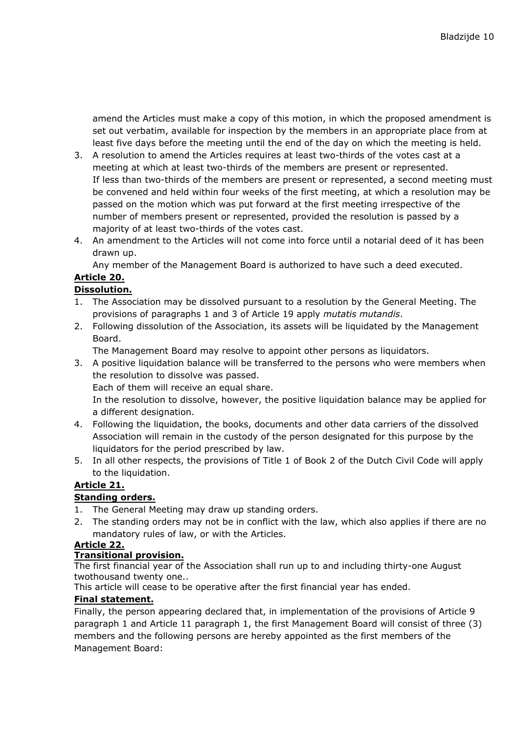amend the Articles must make a copy of this motion, in which the proposed amendment is set out verbatim, available for inspection by the members in an appropriate place from at least five days before the meeting until the end of the day on which the meeting is held.

3. A resolution to amend the Articles requires at least two-thirds of the votes cast at a meeting at which at least two-thirds of the members are present or represented.
   If less than two-thirds of the members are present or represented, a second meeting must be convened and held within four weeks of the first meeting, at which a resolution may be passed on the motion which was put forward at the first meeting irrespective of the number of members present or represented, provided the resolution is passed by a majority of at least two-thirds of the votes cast.
4. An amendment to the Articles will not come into force until a notarial deed of it has been drawn up.
   Any member of the Management Board is authorized to have such a deed executed.

**Article 20.**

**Dissolution.**

1. The Association may be dissolved pursuant to a resolution by the General Meeting. The provisions of paragraphs 1 and 3 of Article 19 apply *mutatis mutandis*.
2. Following dissolution of the Association, its assets will be liquidated by the Management Board.
   The Management Board may resolve to appoint other persons as liquidators.
3. A positive liquidation balance will be transferred to the persons who were members when the resolution to dissolve was passed.
   Each of them will receive an equal share.
   In the resolution to dissolve, however, the positive liquidation balance may be applied for a different designation.
4. Following the liquidation, the books, documents and other data carriers of the dissolved Association will remain in the custody of the person designated for this purpose by the liquidators for the period prescribed by law.
5. In all other respects, the provisions of Title 1 of Book 2 of the Dutch Civil Code will apply to the liquidation.

**Article 21.**

**Standing orders.**

1. The General Meeting may draw up standing orders.
2. The standing orders may not be in conflict with the law, which also applies if there are no mandatory rules of law, or with the Articles.

**Article 22.**

**Transitional provision.**

The first financial year of the Association shall run up to and including thirty-one August twothousand twenty one..

This article will cease to be operative after the first financial year has ended.

**Final statement.**

Finally, the person appearing declared that, in implementation of the provisions of Article 9 paragraph 1 and Article 11 paragraph 1, the first Management Board will consist of three (3) members and the following persons are hereby appointed as the first members of the Management Board: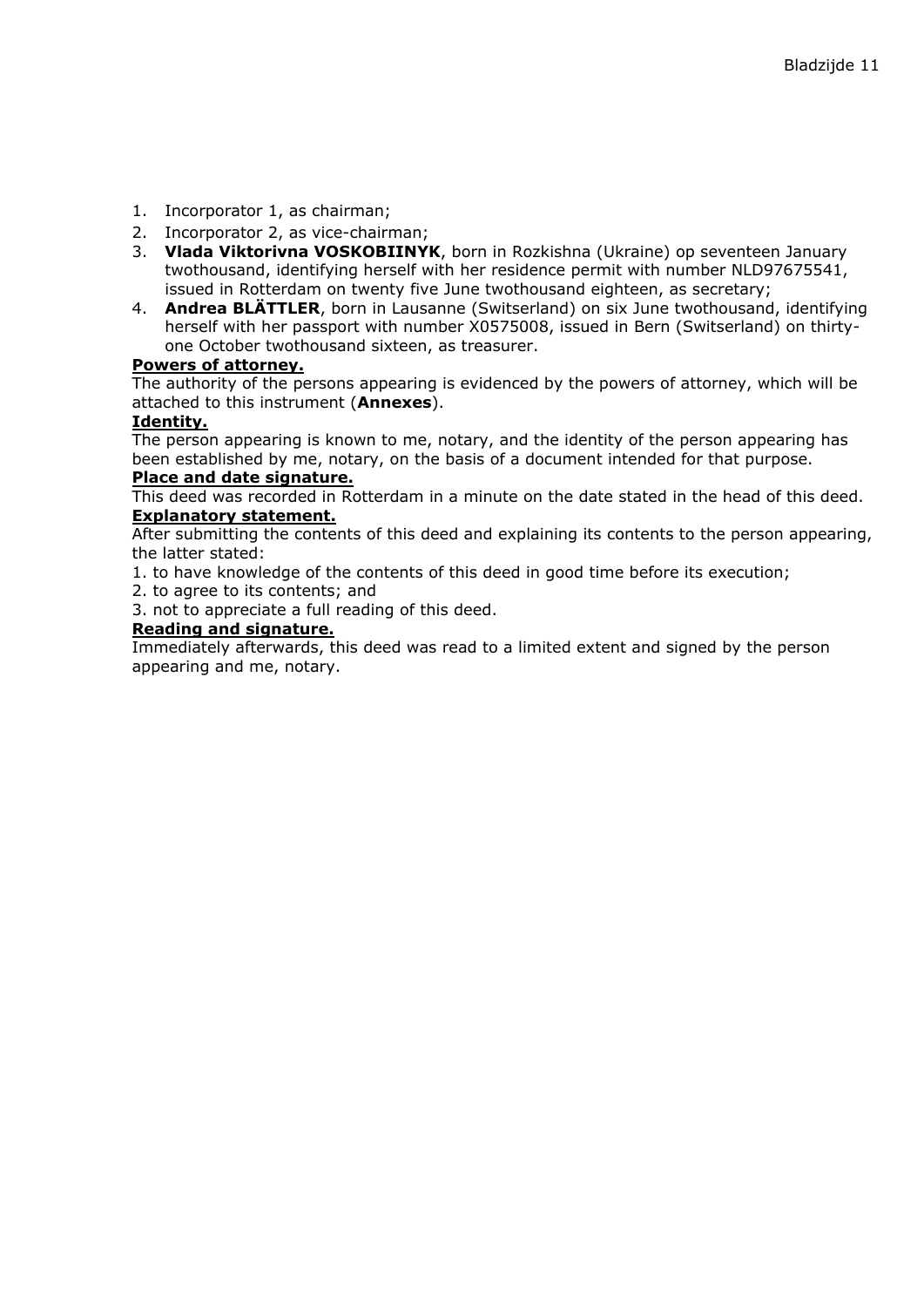1. Incorporator 1, as chairman;
2. Incorporator 2, as vice-chairman;
3. **Vlada Viktorivna VOSKOBIINYK**, born in Rozkishna (Ukraine) op seventeen January twothousand, identifying herself with her residence permit with number NLD97675541, issued in Rotterdam on twenty five June twothousand eighteen, as secretary;
4. **Andrea BLÄTTLER**, born in Lausanne (Switserland) on six June twothousand, identifying herself with her passport with number X0575008, issued in Bern (Switserland) on thirty-one October twothousand sixteen, as treasurer.

**Powers of attorney.**

The authority of the persons appearing is evidenced by the powers of attorney, which will be attached to this instrument (**Annexes**).

**Identity.**

The person appearing is known to me, notary, and the identity of the person appearing has been established by me, notary, on the basis of a document intended for that purpose.

**Place and date signature.**

This deed was recorded in Rotterdam in a minute on the date stated in the head of this deed.

**Explanatory statement.**

After submitting the contents of this deed and explaining its contents to the person appearing, the latter stated:

1. to have knowledge of the contents of this deed in good time before its execution;
2. to agree to its contents; and
3. not to appreciate a full reading of this deed.

**Reading and signature.**

Immediately afterwards, this deed was read to a limited extent and signed by the person appearing and me, notary.